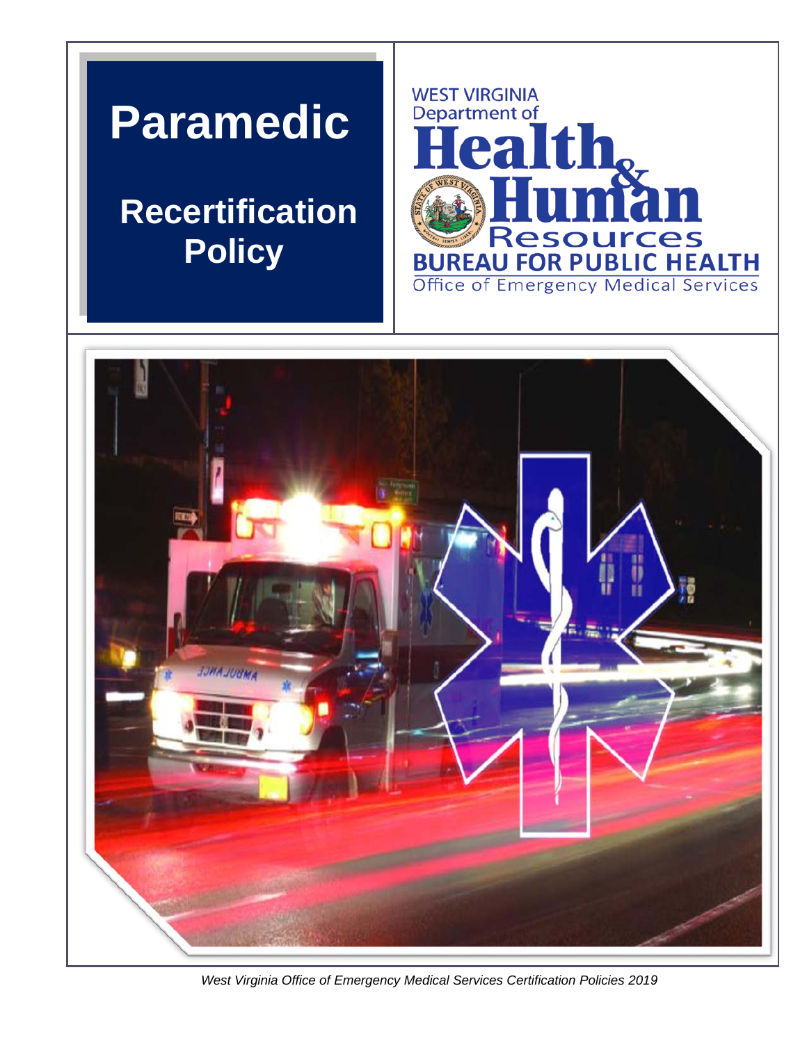# Paramedic

## Recertification Policy

WEST VIRGINIA
Department of
Health & Human Resources
BUREAU FOR PUBLIC HEALTH
Office of Emergency Medical Services

*West Virginia Office of Emergency Medical Services Certification Policies 2019*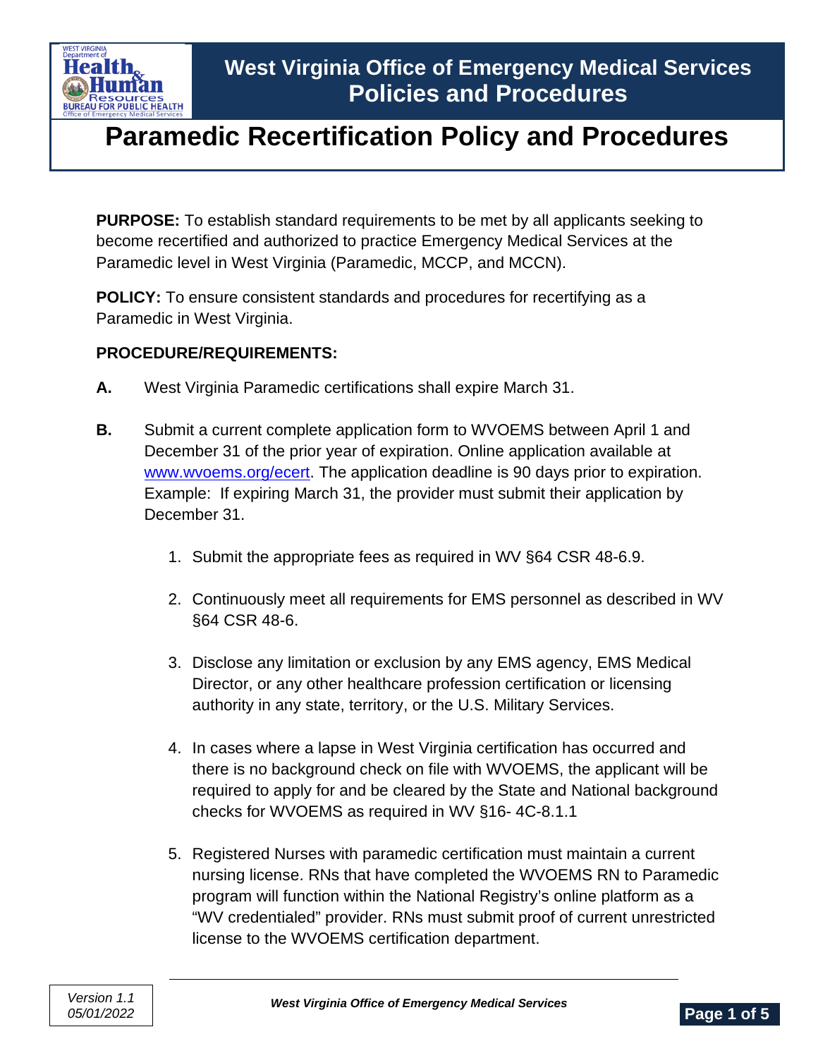# Paramedic Recertification Policy and Procedures

**PURPOSE:** To establish standard requirements to be met by all applicants seeking to become recertified and authorized to practice Emergency Medical Services at the Paramedic level in West Virginia (Paramedic, MCCP, and MCCN).

**POLICY:** To ensure consistent standards and procedures for recertifying as a Paramedic in West Virginia.

**PROCEDURE/REQUIREMENTS:**

**A.** West Virginia Paramedic certifications shall expire March 31.

**B.** Submit a current complete application form to WVOEMS between April 1 and December 31 of the prior year of expiration. Online application available at www.wvoems.org/ecert. The application deadline is 90 days prior to expiration. Example: If expiring March 31, the provider must submit their application by December 31.

1. Submit the appropriate fees as required in WV §64 CSR 48-6.9.
2. Continuously meet all requirements for EMS personnel as described in WV §64 CSR 48-6.
3. Disclose any limitation or exclusion by any EMS agency, EMS Medical Director, or any other healthcare profession certification or licensing authority in any state, territory, or the U.S. Military Services.
4. In cases where a lapse in West Virginia certification has occurred and there is no background check on file with WVOEMS, the applicant will be required to apply for and be cleared by the State and National background checks for WVOEMS as required in WV §16- 4C-8.1.1
5. Registered Nurses with paramedic certification must maintain a current nursing license. RNs that have completed the WVOEMS RN to Paramedic program will function within the National Registry's online platform as a "WV credentialed" provider. RNs must submit proof of current unrestricted license to the WVOEMS certification department.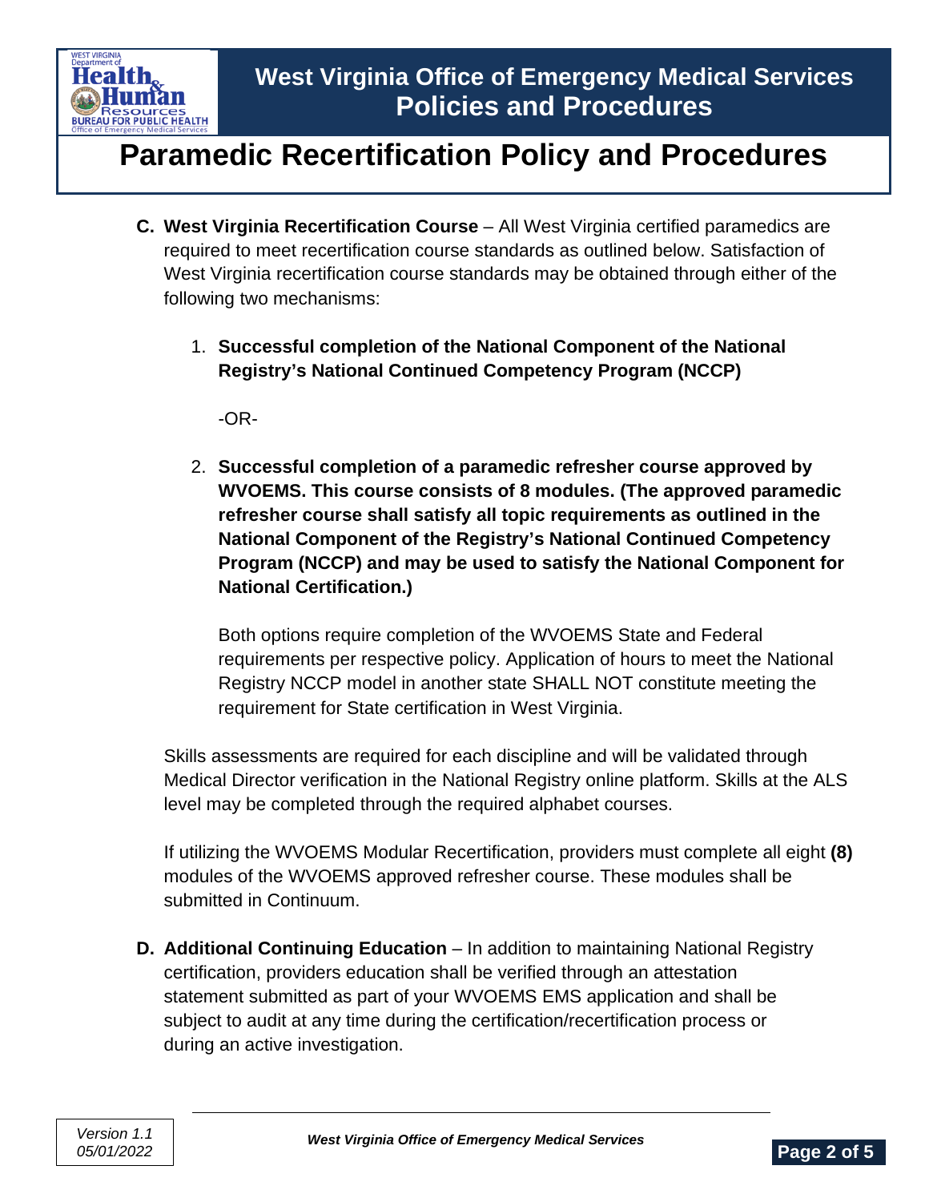C. **West Virginia Recertification Course** – All West Virginia certified paramedics are required to meet recertification course standards as outlined below. Satisfaction of West Virginia recertification course standards may be obtained through either of the following two mechanisms:

   1. **Successful completion of the National Component of the National Registry's National Continued Competency Program (NCCP)**

      -OR-

   2. **Successful completion of a paramedic refresher course approved by WVOEMS. This course consists of 8 modules. (The approved paramedic refresher course shall satisfy all topic requirements as outlined in the National Component of the Registry's National Continued Competency Program (NCCP) and may be used to satisfy the National Component for National Certification.)**

      Both options require completion of the WVOEMS State and Federal requirements per respective policy. Application of hours to meet the National Registry NCCP model in another state SHALL NOT constitute meeting the requirement for State certification in West Virginia.

   Skills assessments are required for each discipline and will be validated through Medical Director verification in the National Registry online platform. Skills at the ALS level may be completed through the required alphabet courses.

   If utilizing the WVOEMS Modular Recertification, providers must complete all eight **(8)** modules of the WVOEMS approved refresher course. These modules shall be submitted in Continuum.

D. **Additional Continuing Education** – In addition to maintaining National Registry certification, providers education shall be verified through an attestation statement submitted as part of your WVOEMS EMS application and shall be subject to audit at any time during the certification/recertification process or during an active investigation.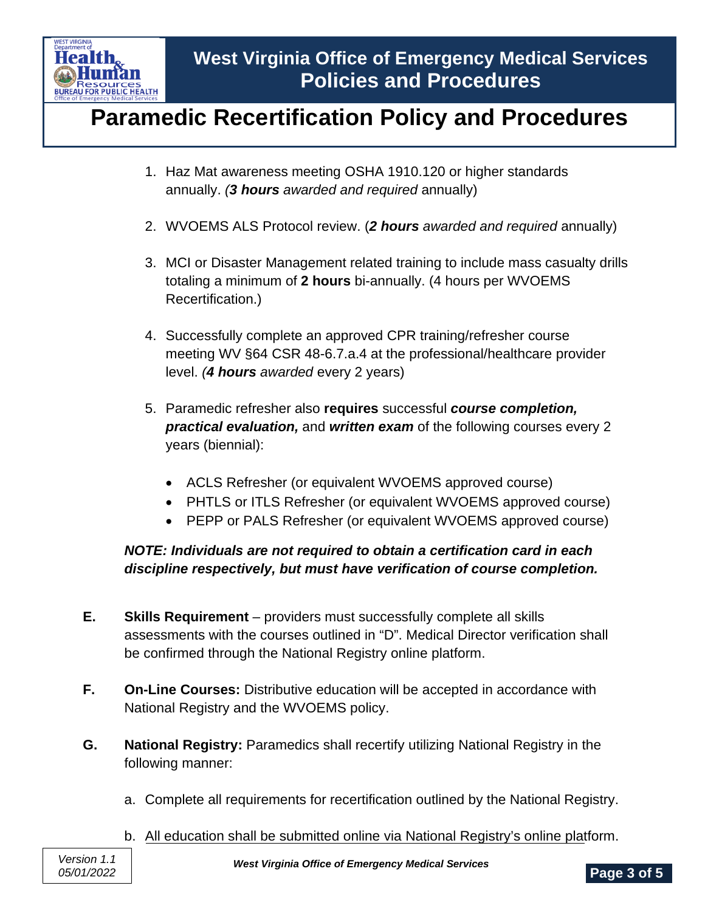1. Haz Mat awareness meeting OSHA 1910.120 or higher standards annually. *(**3 hours** awarded and required* annually)

2. WVOEMS ALS Protocol review. (***2 hours** awarded and required* annually)

3. MCI or Disaster Management related training to include mass casualty drills totaling a minimum of **2 hours** bi-annually. (4 hours per WVOEMS Recertification.)

4. Successfully complete an approved CPR training/refresher course meeting WV §64 CSR 48-6.7.a.4 at the professional/healthcare provider level. *(**4 hours** awarded* every 2 years)

5. Paramedic refresher also **requires** successful ***course completion, practical evaluation,*** and ***written exam*** of the following courses every 2 years (biennial):

   - ACLS Refresher (or equivalent WVOEMS approved course)
   - PHTLS or ITLS Refresher (or equivalent WVOEMS approved course)
   - PEPP or PALS Refresher (or equivalent WVOEMS approved course)

***NOTE: Individuals are not required to obtain a certification card in each discipline respectively, but must have verification of course completion.***

**E.** **Skills Requirement** – providers must successfully complete all skills assessments with the courses outlined in "D". Medical Director verification shall be confirmed through the National Registry online platform.

**F.** **On-Line Courses:** Distributive education will be accepted in accordance with National Registry and the WVOEMS policy.

**G.** **National Registry:** Paramedics shall recertify utilizing National Registry in the following manner:

a. Complete all requirements for recertification outlined by the National Registry.

b. All education shall be submitted online via National Registry's online platform.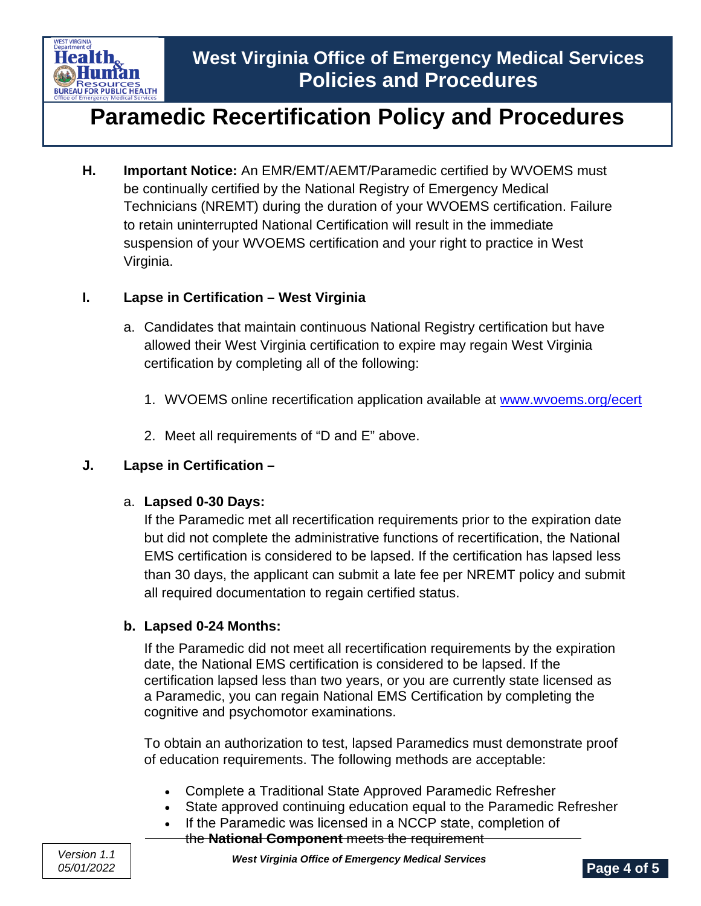**H. Important Notice:** An EMR/EMT/AEMT/Paramedic certified by WVOEMS must be continually certified by the National Registry of Emergency Medical Technicians (NREMT) during the duration of your WVOEMS certification. Failure to retain uninterrupted National Certification will result in the immediate suspension of your WVOEMS certification and your right to practice in West Virginia.

**I. Lapse in Certification – West Virginia**

a. Candidates that maintain continuous National Registry certification but have allowed their West Virginia certification to expire may regain West Virginia certification by completing all of the following:

1. WVOEMS online recertification application available at www.wvoems.org/ecert
2. Meet all requirements of "D and E" above.

**J. Lapse in Certification –**

a. **Lapsed 0-30 Days:**
If the Paramedic met all recertification requirements prior to the expiration date but did not complete the administrative functions of recertification, the National EMS certification is considered to be lapsed. If the certification has lapsed less than 30 days, the applicant can submit a late fee per NREMT policy and submit all required documentation to regain certified status.

**b. Lapsed 0-24 Months:**
If the Paramedic did not meet all recertification requirements by the expiration date, the National EMS certification is considered to be lapsed. If the certification lapsed less than two years, or you are currently state licensed as a Paramedic, you can regain National EMS Certification by completing the cognitive and psychomotor examinations.

To obtain an authorization to test, lapsed Paramedics must demonstrate proof of education requirements. The following methods are acceptable:

- Complete a Traditional State Approved Paramedic Refresher
- State approved continuing education equal to the Paramedic Refresher
- If the Paramedic was licensed in a NCCP state, completion of the **National Component** meets the requirement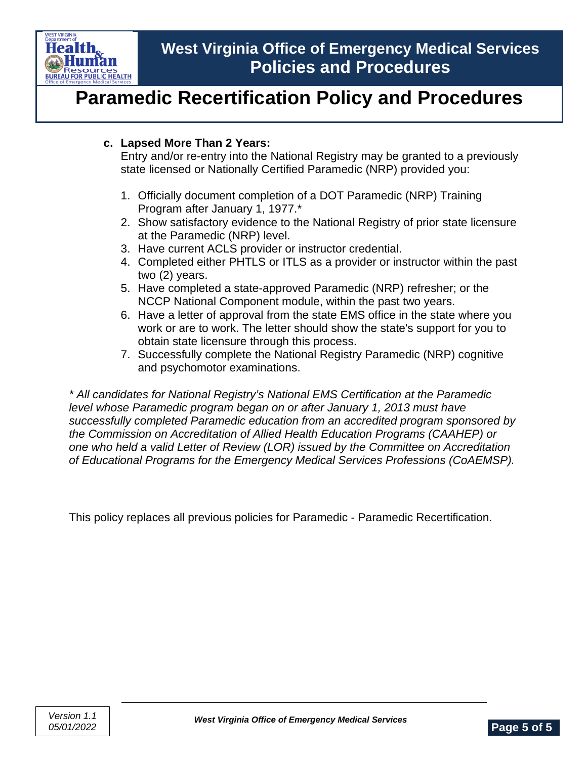# Paramedic Recertification Policy and Procedures

**c. Lapsed More Than 2 Years:**

Entry and/or re-entry into the National Registry may be granted to a previously state licensed or Nationally Certified Paramedic (NRP) provided you:

1. Officially document completion of a DOT Paramedic (NRP) Training Program after January 1, 1977.*
2. Show satisfactory evidence to the National Registry of prior state licensure at the Paramedic (NRP) level.
3. Have current ACLS provider or instructor credential.
4. Completed either PHTLS or ITLS as a provider or instructor within the past two (2) years.
5. Have completed a state-approved Paramedic (NRP) refresher; or the NCCP National Component module, within the past two years.
6. Have a letter of approval from the state EMS office in the state where you work or are to work. The letter should show the state's support for you to obtain state licensure through this process.
7. Successfully complete the National Registry Paramedic (NRP) cognitive and psychomotor examinations.

*\* All candidates for National Registry's National EMS Certification at the Paramedic level whose Paramedic program began on or after January 1, 2013 must have successfully completed Paramedic education from an accredited program sponsored by the Commission on Accreditation of Allied Health Education Programs (CAAHEP) or one who held a valid Letter of Review (LOR) issued by the Committee on Accreditation of Educational Programs for the Emergency Medical Services Professions (CoAEMSP).*

This policy replaces all previous policies for Paramedic - Paramedic Recertification.

*Version 1.1*
*05/01/2022*